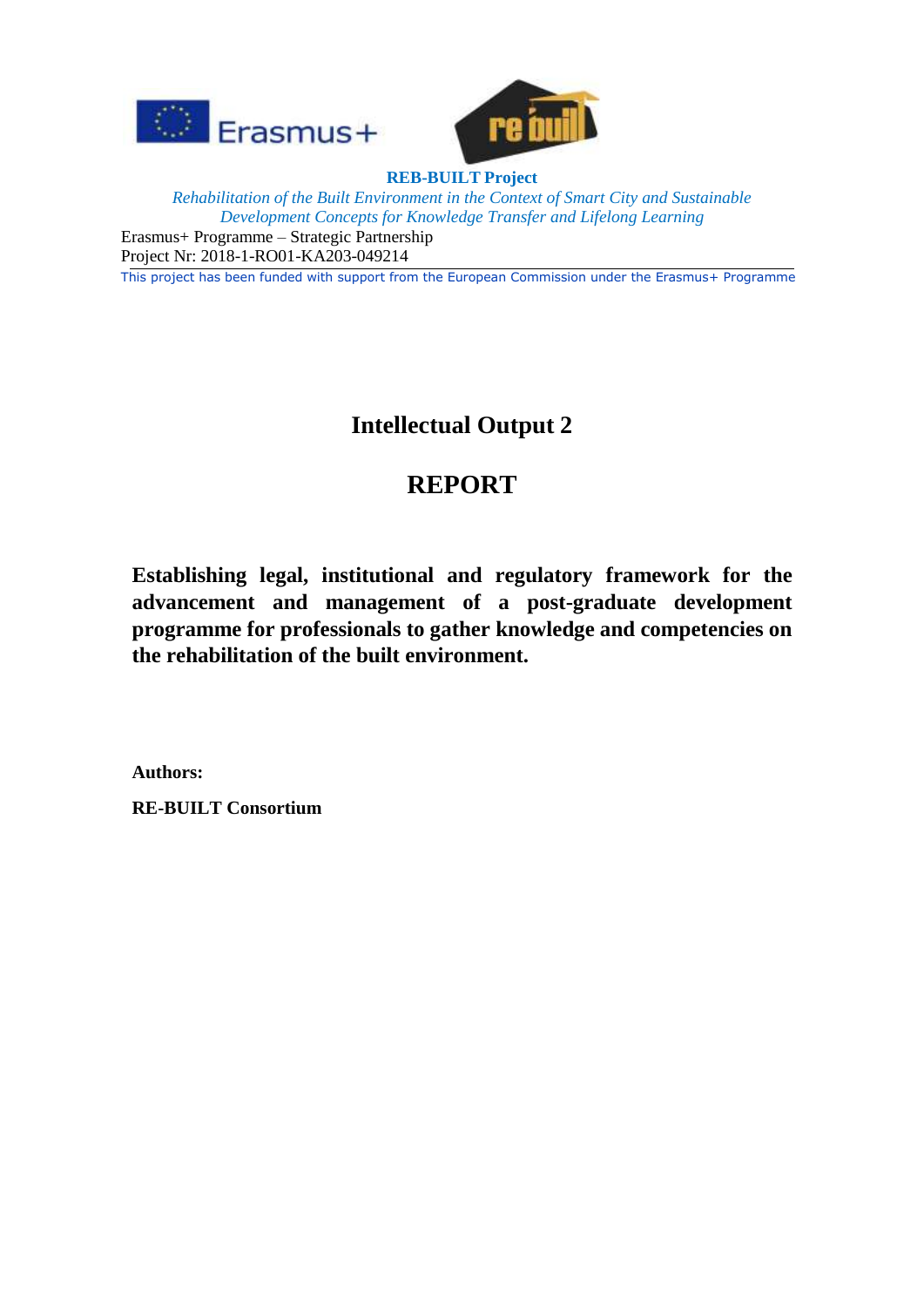**REB-BUILT Project**

*Rehabilitation of the Built Environment in the Context of Smart City and Sustainable Development Concepts for Knowledge Transfer and Lifelong Learning*

Erasmus+ Programme – Strategic Partnership
Project Nr: 2018-1-RO01-KA203-049214

This project has been funded with support from the European Commission under the Erasmus+ Programme

# Intellectual Output 2

# REPORT

**Establishing legal, institutional and regulatory framework for the advancement and management of a post-graduate development programme for professionals to gather knowledge and competencies on the rehabilitation of the built environment.**

**Authors:**

**RE-BUILT Consortium**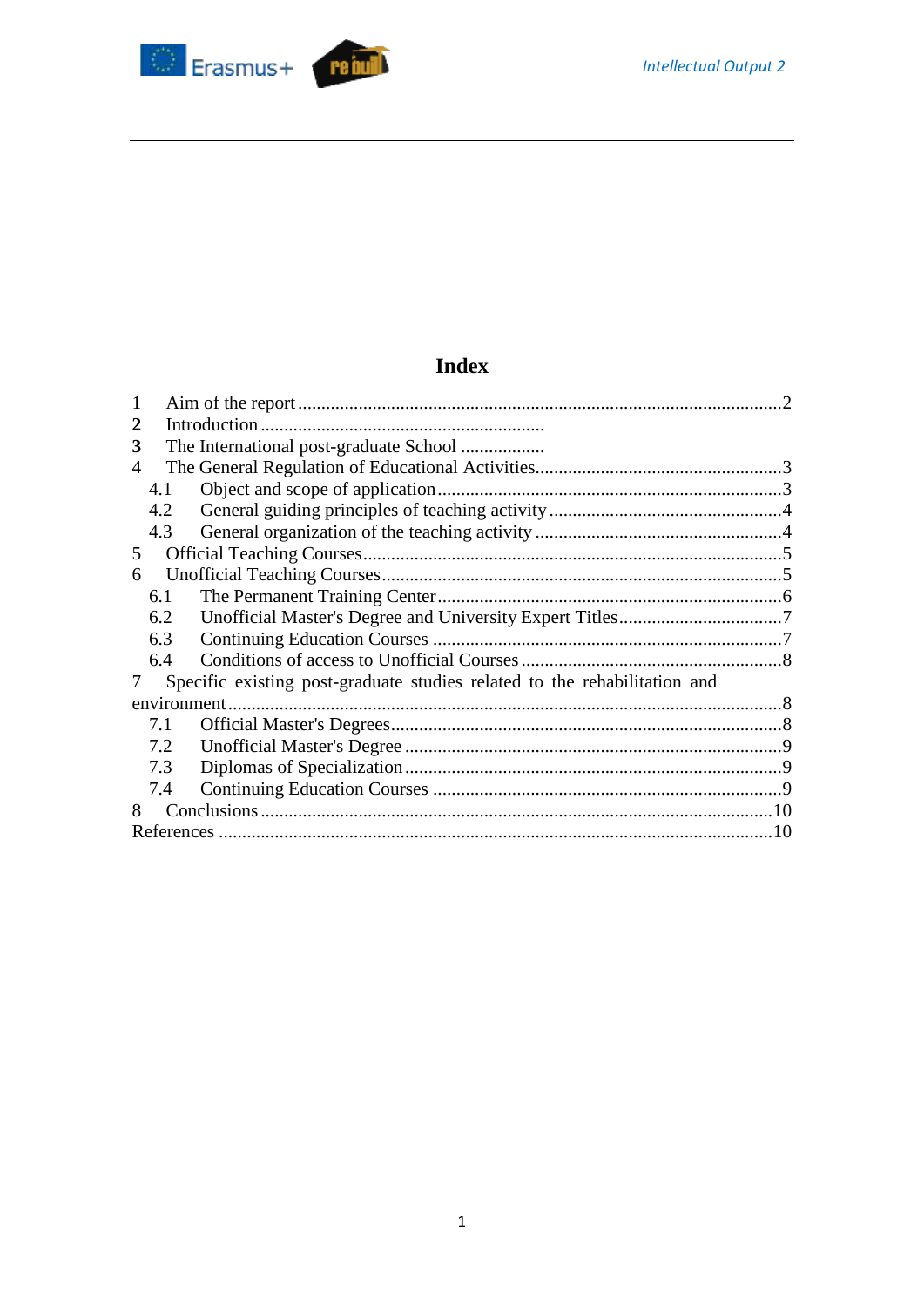# Index

1 Aim of the report ........................................................................................................2
**2** Introduction ............................................................
**3** The International post-graduate School ..................
4 The General Regulation of Educational Activities.....................................................3
  4.1 Object and scope of application.........................................................................3
  4.2 General guiding principles of teaching activity..................................................4
  4.3 General organization of the teaching activity .....................................................4
5 Official Teaching Courses..........................................................................................5
6 Unofficial Teaching Courses.......................................................................................5
  6.1 The Permanent Training Center.........................................................................6
  6.2 Unofficial Master's Degree and University Expert Titles..................................7
  6.3 Continuing Education Courses ..........................................................................7
  6.4 Conditions of access to Unofficial Courses .......................................................8
7 Specific existing post-graduate studies related to the rehabilitation and environment......................................................................................................................8
  7.1 Official Master's Degrees...................................................................................8
  7.2 Unofficial Master's Degree ................................................................................9
  7.3 Diplomas of Specialization................................................................................9
  7.4 Continuing Education Courses ..........................................................................9
8 Conclusions ...............................................................................................................10
References .....................................................................................................................10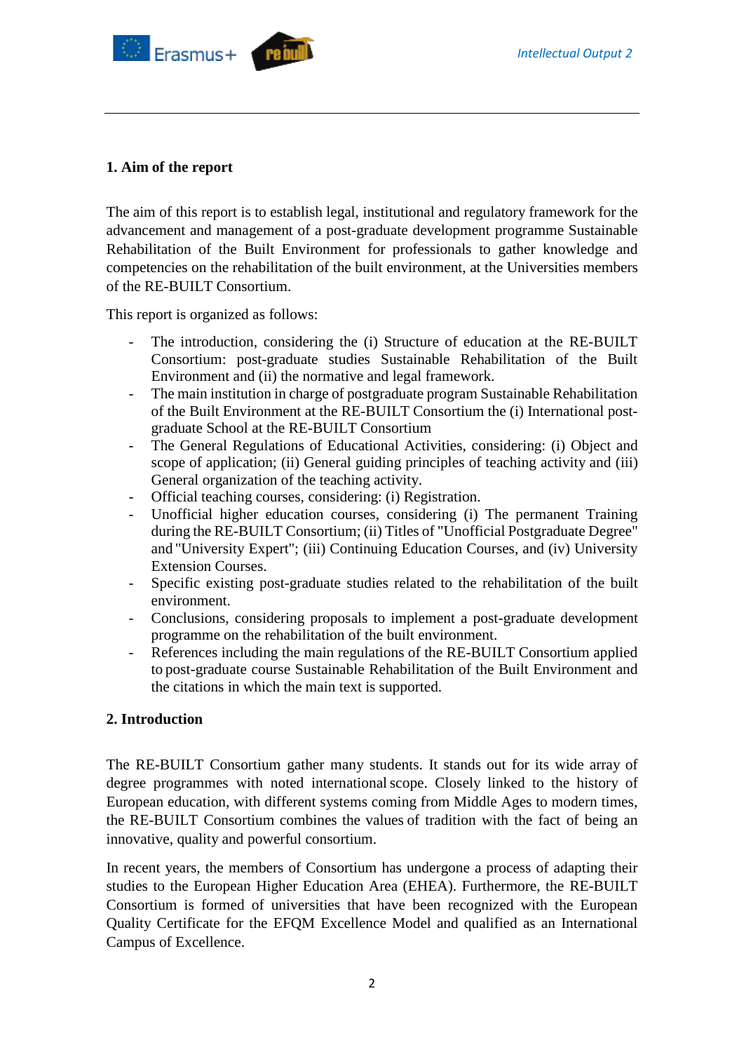## 1. Aim of the report

The aim of this report is to establish legal, institutional and regulatory framework for the advancement and management of a post-graduate development programme Sustainable Rehabilitation of the Built Environment for professionals to gather knowledge and competencies on the rehabilitation of the built environment, at the Universities members of the RE-BUILT Consortium.

This report is organized as follows:

- The introduction, considering the (i) Structure of education at the RE-BUILT Consortium: post-graduate studies Sustainable Rehabilitation of the Built Environment and (ii) the normative and legal framework.
- The main institution in charge of postgraduate program Sustainable Rehabilitation of the Built Environment at the RE-BUILT Consortium the (i) International post-graduate School at the RE-BUILT Consortium
- The General Regulations of Educational Activities, considering: (i) Object and scope of application; (ii) General guiding principles of teaching activity and (iii) General organization of the teaching activity.
- Official teaching courses, considering: (i) Registration.
- Unofficial higher education courses, considering (i) The permanent Training during the RE-BUILT Consortium; (ii) Titles of "Unofficial Postgraduate Degree" and "University Expert"; (iii) Continuing Education Courses, and (iv) University Extension Courses.
- Specific existing post-graduate studies related to the rehabilitation of the built environment.
- Conclusions, considering proposals to implement a post-graduate development programme on the rehabilitation of the built environment.
- References including the main regulations of the RE-BUILT Consortium applied to post-graduate course Sustainable Rehabilitation of the Built Environment and the citations in which the main text is supported.

## 2. Introduction

The RE-BUILT Consortium gather many students. It stands out for its wide array of degree programmes with noted international scope. Closely linked to the history of European education, with different systems coming from Middle Ages to modern times, the RE-BUILT Consortium combines the values of tradition with the fact of being an innovative, quality and powerful consortium.

In recent years, the members of Consortium has undergone a process of adapting their studies to the European Higher Education Area (EHEA). Furthermore, the RE-BUILT Consortium is formed of universities that have been recognized with the European Quality Certificate for the EFQM Excellence Model and qualified as an International Campus of Excellence.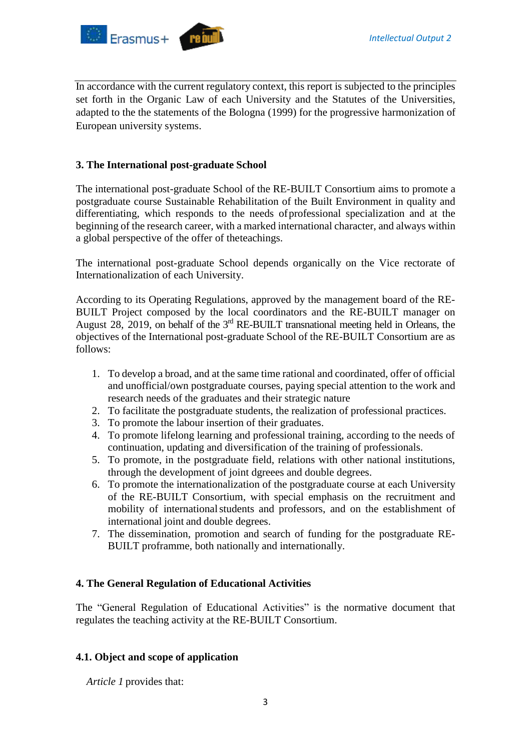In accordance with the current regulatory context, this report is subjected to the principles set forth in the Organic Law of each University and the Statutes of the Universities, adapted to the the statements of the Bologna (1999) for the progressive harmonization of European university systems.

## 3. The International post-graduate School

The international post-graduate School of the RE-BUILT Consortium aims to promote a postgraduate course Sustainable Rehabilitation of the Built Environment in quality and differentiating, which responds to the needs ofprofessional specialization and at the beginning of the research career, with a marked international character, and always within a global perspective of the offer of theteachings.

The international post-graduate School depends organically on the Vice rectorate of Internationalization of each University.

According to its Operating Regulations, approved by the management board of the RE-BUILT Project composed by the local coordinators and the RE-BUILT manager on August 28, 2019, on behalf of the 3rd RE-BUILT transnational meeting held in Orleans, the objectives of the International post-graduate School of the RE-BUILT Consortium are as follows:

1. To develop a broad, and at the same time rational and coordinated, offer of official and unofficial/own postgraduate courses, paying special attention to the work and research needs of the graduates and their strategic nature
2. To facilitate the postgraduate students, the realization of professional practices.
3. To promote the labour insertion of their graduates.
4. To promote lifelong learning and professional training, according to the needs of continuation, updating and diversification of the training of professionals.
5. To promote, in the postgraduate field, relations with other national institutions, through the development of joint dgreees and double degrees.
6. To promote the internationalization of the postgraduate course at each University of the RE-BUILT Consortium, with special emphasis on the recruitment and mobility of international students and professors, and on the establishment of international joint and double degrees.
7. The dissemination, promotion and search of funding for the postgraduate RE-BUILT proframme, both nationally and internationally.

## 4. The General Regulation of Educational Activities

The "General Regulation of Educational Activities" is the normative document that regulates the teaching activity at the RE-BUILT Consortium.

### 4.1. Object and scope of application

*Article 1* provides that: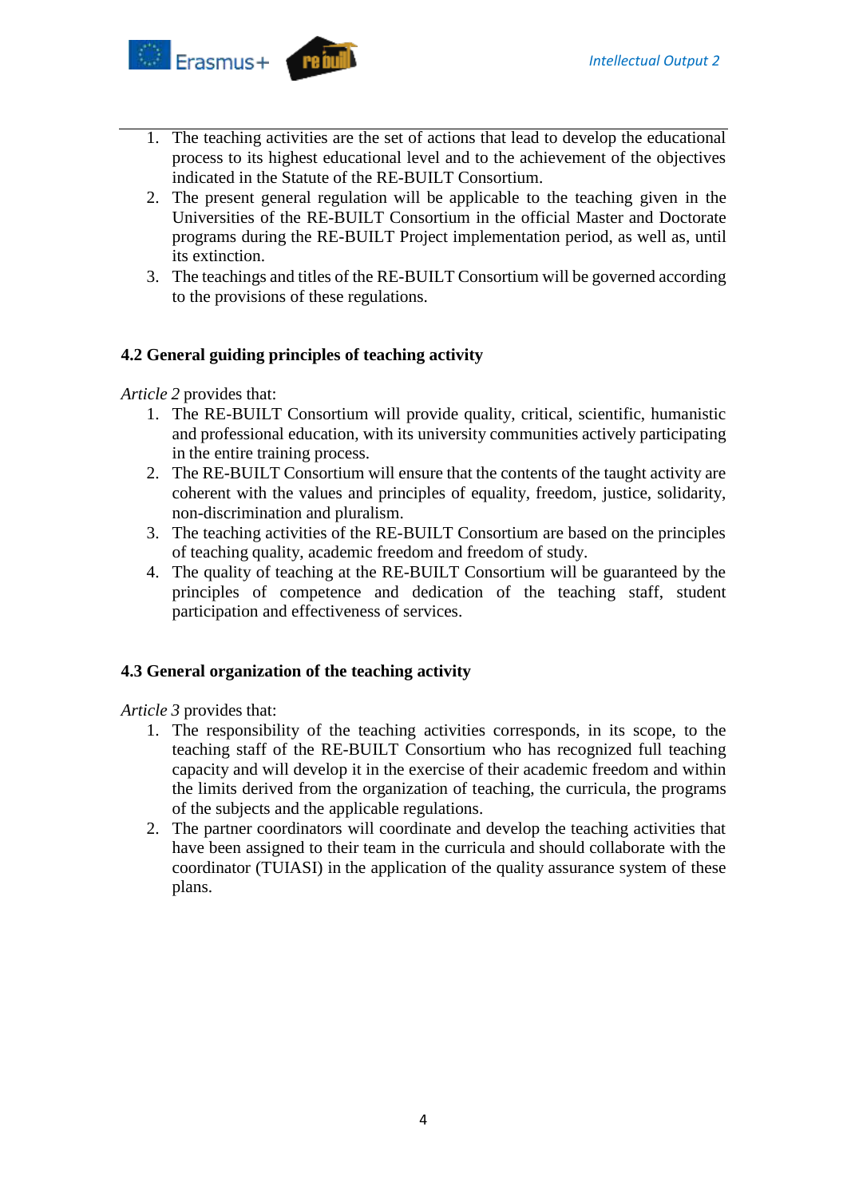1. The teaching activities are the set of actions that lead to develop the educational process to its highest educational level and to the achievement of the objectives indicated in the Statute of the RE-BUILT Consortium.
2. The present general regulation will be applicable to the teaching given in the Universities of the RE-BUILT Consortium in the official Master and Doctorate programs during the RE-BUILT Project implementation period, as well as, until its extinction.
3. The teachings and titles of the RE-BUILT Consortium will be governed according to the provisions of these regulations.

### 4.2 General guiding principles of teaching activity

*Article 2* provides that:

1. The RE-BUILT Consortium will provide quality, critical, scientific, humanistic and professional education, with its university communities actively participating in the entire training process.
2. The RE-BUILT Consortium will ensure that the contents of the taught activity are coherent with the values and principles of equality, freedom, justice, solidarity, non-discrimination and pluralism.
3. The teaching activities of the RE-BUILT Consortium are based on the principles of teaching quality, academic freedom and freedom of study.
4. The quality of teaching at the RE-BUILT Consortium will be guaranteed by the principles of competence and dedication of the teaching staff, student participation and effectiveness of services.

### 4.3 General organization of the teaching activity

*Article 3* provides that:

1. The responsibility of the teaching activities corresponds, in its scope, to the teaching staff of the RE-BUILT Consortium who has recognized full teaching capacity and will develop it in the exercise of their academic freedom and within the limits derived from the organization of teaching, the curricula, the programs of the subjects and the applicable regulations.
2. The partner coordinators will coordinate and develop the teaching activities that have been assigned to their team in the curricula and should collaborate with the coordinator (TUIASI) in the application of the quality assurance system of these plans.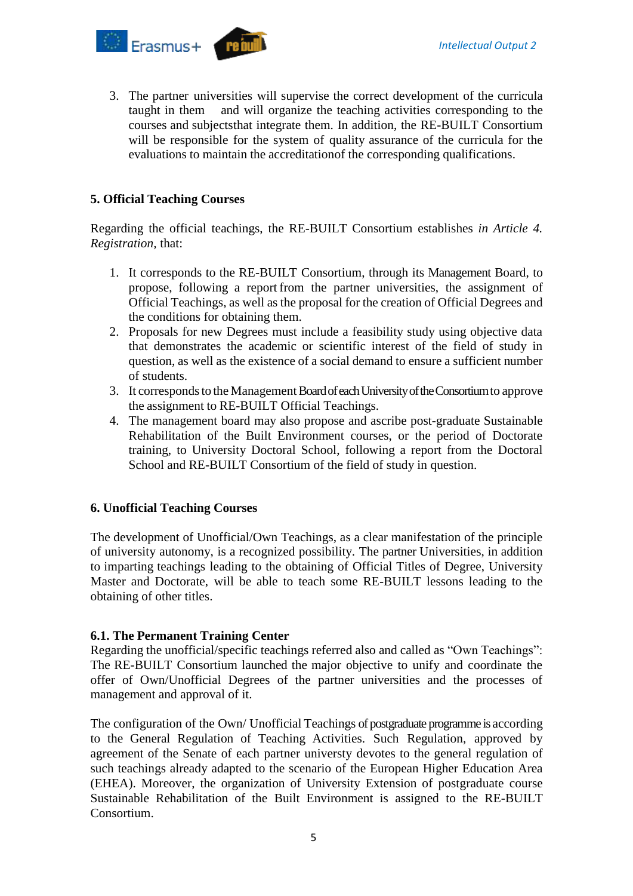3. The partner universities will supervise the correct development of the curricula taught in them and will organize the teaching activities corresponding to the courses and subjectsthat integrate them. In addition, the RE-BUILT Consortium will be responsible for the system of quality assurance of the curricula for the evaluations to maintain the accreditationof the corresponding qualifications.

## 5. Official Teaching Courses

Regarding the official teachings, the RE-BUILT Consortium establishes *in Article 4. Registration,* that:

1. It corresponds to the RE-BUILT Consortium, through its Management Board, to propose, following a report from the partner universities, the assignment of Official Teachings, as well as the proposal for the creation of Official Degrees and the conditions for obtaining them.
2. Proposals for new Degrees must include a feasibility study using objective data that demonstrates the academic or scientific interest of the field of study in question, as well as the existence of a social demand to ensure a sufficient number of students.
3. It corresponds to the Management Board of each University of the Consortium to approve the assignment to RE-BUILT Official Teachings.
4. The management board may also propose and ascribe post-graduate Sustainable Rehabilitation of the Built Environment courses, or the period of Doctorate training, to University Doctoral School, following a report from the Doctoral School and RE-BUILT Consortium of the field of study in question.

## 6. Unofficial Teaching Courses

The development of Unofficial/Own Teachings, as a clear manifestation of the principle of university autonomy, is a recognized possibility. The partner Universities, in addition to imparting teachings leading to the obtaining of Official Titles of Degree, University Master and Doctorate, will be able to teach some RE-BUILT lessons leading to the obtaining of other titles.

### 6.1. The Permanent Training Center

Regarding the unofficial/specific teachings referred also and called as "Own Teachings": The RE-BUILT Consortium launched the major objective to unify and coordinate the offer of Own/Unofficial Degrees of the partner universities and the processes of management and approval of it.

The configuration of the Own/ Unofficial Teachings of postgraduate programme is according to the General Regulation of Teaching Activities. Such Regulation, approved by agreement of the Senate of each partner universty devotes to the general regulation of such teachings already adapted to the scenario of the European Higher Education Area (EHEA). Moreover, the organization of University Extension of postgraduate course Sustainable Rehabilitation of the Built Environment is assigned to the RE-BUILT Consortium.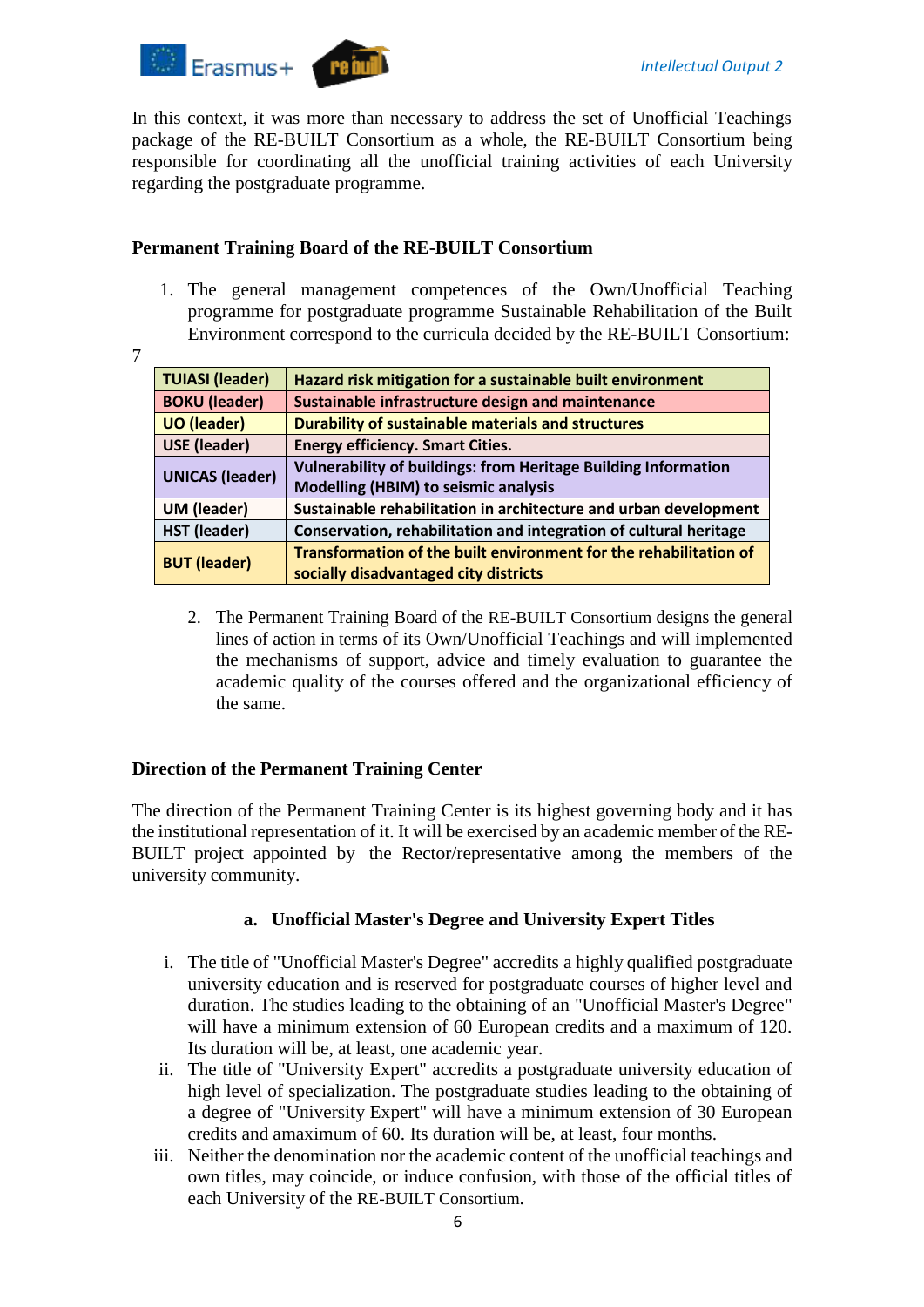In this context, it was more than necessary to address the set of Unofficial Teachings package of the RE-BUILT Consortium as a whole, the RE-BUILT Consortium being responsible for coordinating all the unofficial training activities of each University regarding the postgraduate programme.

**Permanent Training Board of the RE-BUILT Consortium**

1. The general management competences of the Own/Unofficial Teaching programme for postgraduate programme Sustainable Rehabilitation of the Built Environment correspond to the curricula decided by the RE-BUILT Consortium:

7

| Leader | Curriculum |
|---|---|
| **TUIASI (leader)** | **Hazard risk mitigation for a sustainable built environment** |
| **BOKU (leader)** | **Sustainable infrastructure design and maintenance** |
| **UO (leader)** | **Durability of sustainable materials and structures** |
| **USE (leader)** | **Energy efficiency. Smart Cities.** |
| **UNICAS (leader)** | **Vulnerability of buildings: from Heritage Building Information Modelling (HBIM) to seismic analysis** |
| **UM (leader)** | **Sustainable rehabilitation in architecture and urban development** |
| **HST (leader)** | **Conservation, rehabilitation and integration of cultural heritage** |
| **BUT (leader)** | **Transformation of the built environment for the rehabilitation of socially disadvantaged city districts** |

2. The Permanent Training Board of the RE-BUILT Consortium designs the general lines of action in terms of its Own/Unofficial Teachings and will implemented the mechanisms of support, advice and timely evaluation to guarantee the academic quality of the courses offered and the organizational efficiency of the same.

**Direction of the Permanent Training Center**

The direction of the Permanent Training Center is its highest governing body and it has the institutional representation of it. It will be exercised by an academic member of the RE-BUILT project appointed by the Rector/representative among the members of the university community.

**a. Unofficial Master's Degree and University Expert Titles**

i. The title of "Unofficial Master's Degree" accredits a highly qualified postgraduate university education and is reserved for postgraduate courses of higher level and duration. The studies leading to the obtaining of an "Unofficial Master's Degree" will have a minimum extension of 60 European credits and a maximum of 120. Its duration will be, at least, one academic year.

ii. The title of "University Expert" accredits a postgraduate university education of high level of specialization. The postgraduate studies leading to the obtaining of a degree of "University Expert" will have a minimum extension of 30 European credits and amaximum of 60. Its duration will be, at least, four months.

iii. Neither the denomination nor the academic content of the unofficial teachings and own titles, may coincide, or induce confusion, with those of the official titles of each University of the RE-BUILT Consortium.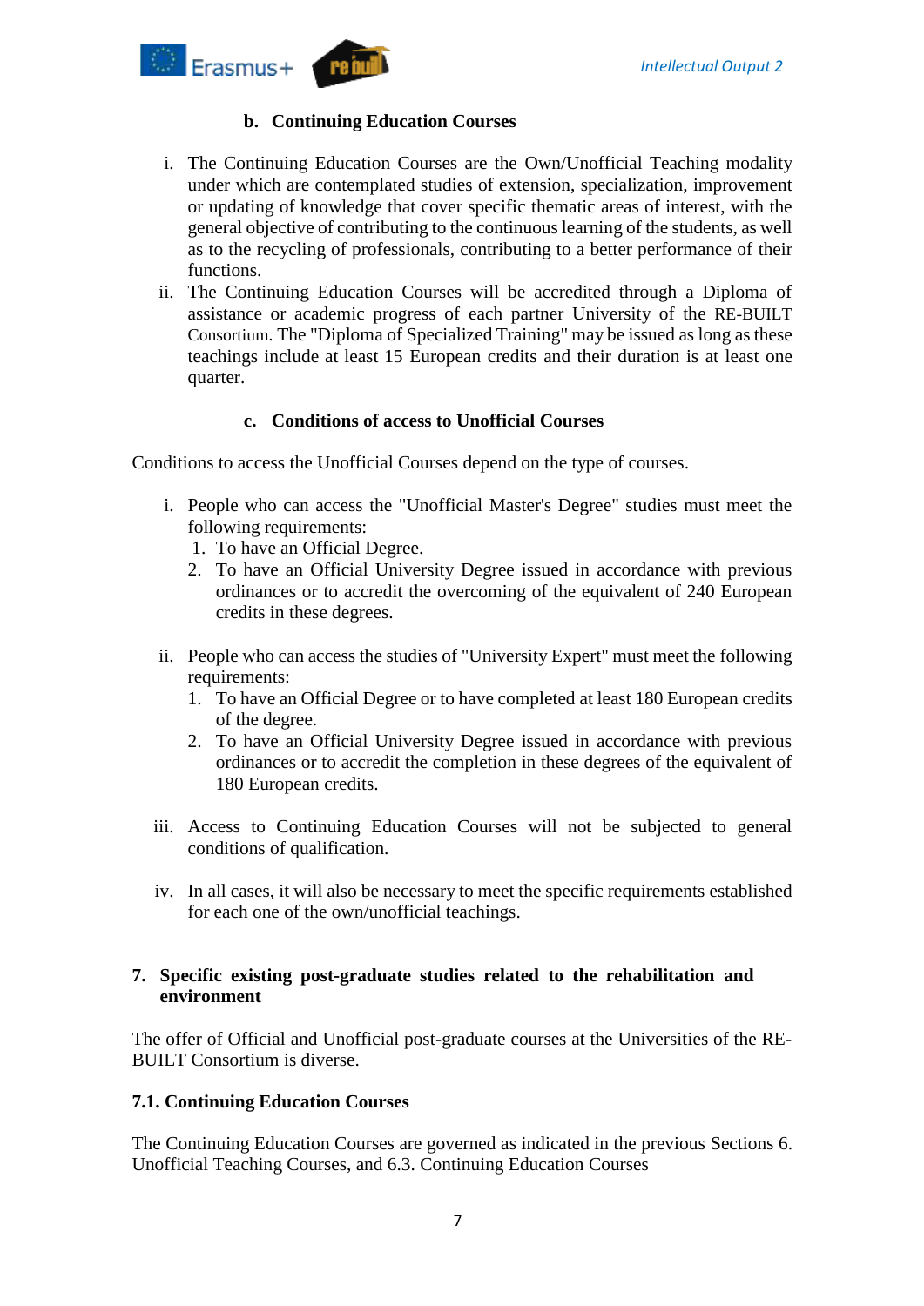### b. Continuing Education Courses

i. The Continuing Education Courses are the Own/Unofficial Teaching modality under which are contemplated studies of extension, specialization, improvement or updating of knowledge that cover specific thematic areas of interest, with the general objective of contributing to the continuous learning of the students, as well as to the recycling of professionals, contributing to a better performance of their functions.

ii. The Continuing Education Courses will be accredited through a Diploma of assistance or academic progress of each partner University of the RE-BUILT Consortium. The "Diploma of Specialized Training" may be issued as long as these teachings include at least 15 European credits and their duration is at least one quarter.

### c. Conditions of access to Unofficial Courses

Conditions to access the Unofficial Courses depend on the type of courses.

i. People who can access the "Unofficial Master's Degree" studies must meet the following requirements:
   1. To have an Official Degree.
   2. To have an Official University Degree issued in accordance with previous ordinances or to accredit the overcoming of the equivalent of 240 European credits in these degrees.

ii. People who can access the studies of "University Expert" must meet the following requirements:
   1. To have an Official Degree or to have completed at least 180 European credits of the degree.
   2. To have an Official University Degree issued in accordance with previous ordinances or to accredit the completion in these degrees of the equivalent of 180 European credits.

iii. Access to Continuing Education Courses will not be subjected to general conditions of qualification.

iv. In all cases, it will also be necessary to meet the specific requirements established for each one of the own/unofficial teachings.

## 7. Specific existing post-graduate studies related to the rehabilitation and environment

The offer of Official and Unofficial post-graduate courses at the Universities of the RE-BUILT Consortium is diverse.

### 7.1. Continuing Education Courses

The Continuing Education Courses are governed as indicated in the previous Sections 6. Unofficial Teaching Courses, and 6.3. Continuing Education Courses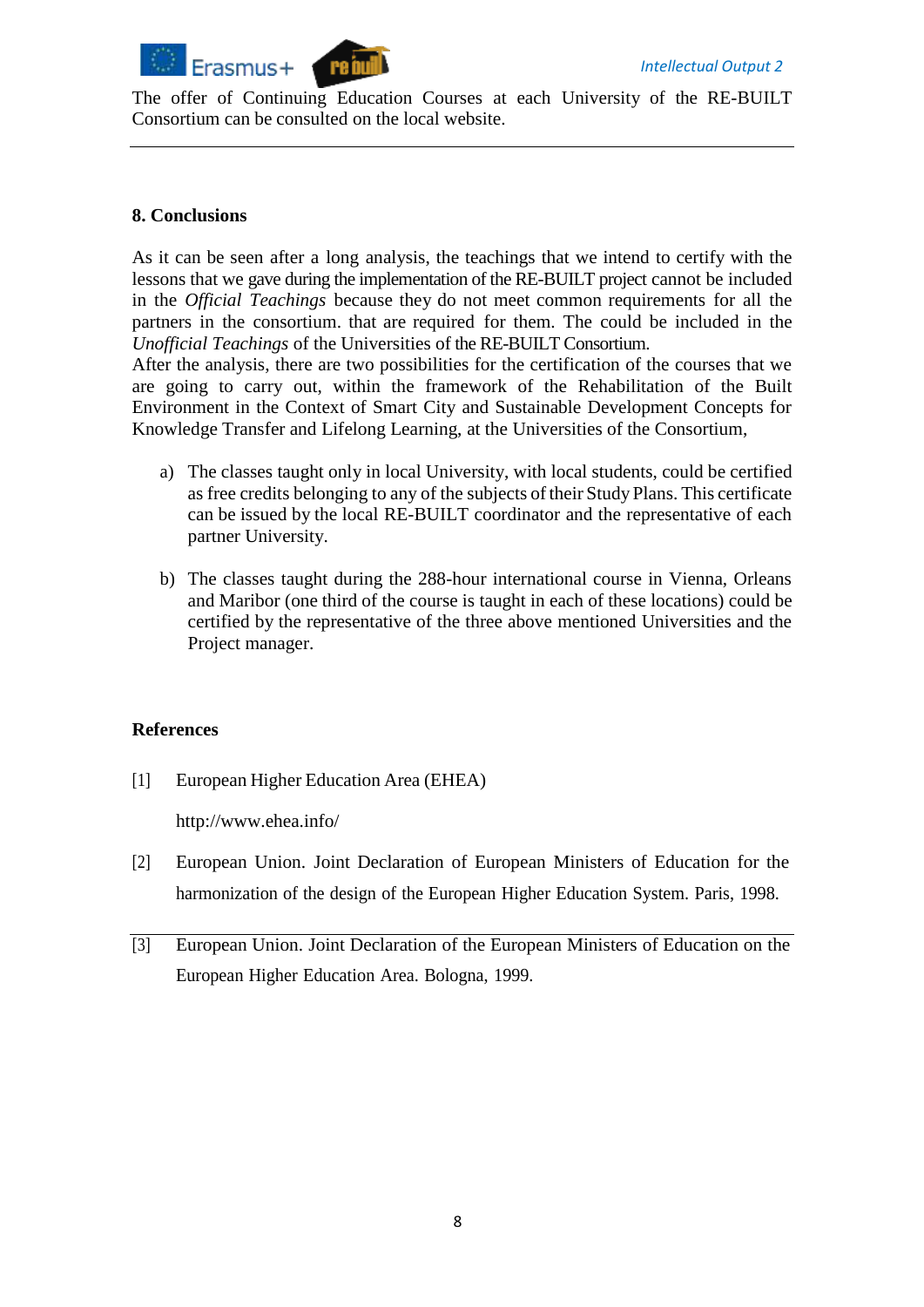The offer of Continuing Education Courses at each University of the RE-BUILT Consortium can be consulted on the local website.

## 8. Conclusions

As it can be seen after a long analysis, the teachings that we intend to certify with the lessons that we gave during the implementation of the RE-BUILT project cannot be included in the *Official Teachings* because they do not meet common requirements for all the partners in the consortium. that are required for them. The could be included in the *Unofficial Teachings* of the Universities of the RE-BUILT Consortium.
After the analysis, there are two possibilities for the certification of the courses that we are going to carry out, within the framework of the Rehabilitation of the Built Environment in the Context of Smart City and Sustainable Development Concepts for Knowledge Transfer and Lifelong Learning, at the Universities of the Consortium,

a) The classes taught only in local University, with local students, could be certified as free credits belonging to any of the subjects of their Study Plans. This certificate can be issued by the local RE-BUILT coordinator and the representative of each partner University.

b) The classes taught during the 288-hour international course in Vienna, Orleans and Maribor (one third of the course is taught in each of these locations) could be certified by the representative of the three above mentioned Universities and the Project manager.

## References

[1] European Higher Education Area (EHEA)

http://www.ehea.info/

[2] European Union. Joint Declaration of European Ministers of Education for the harmonization of the design of the European Higher Education System. Paris, 1998.

[3] European Union. Joint Declaration of the European Ministers of Education on the European Higher Education Area. Bologna, 1999.